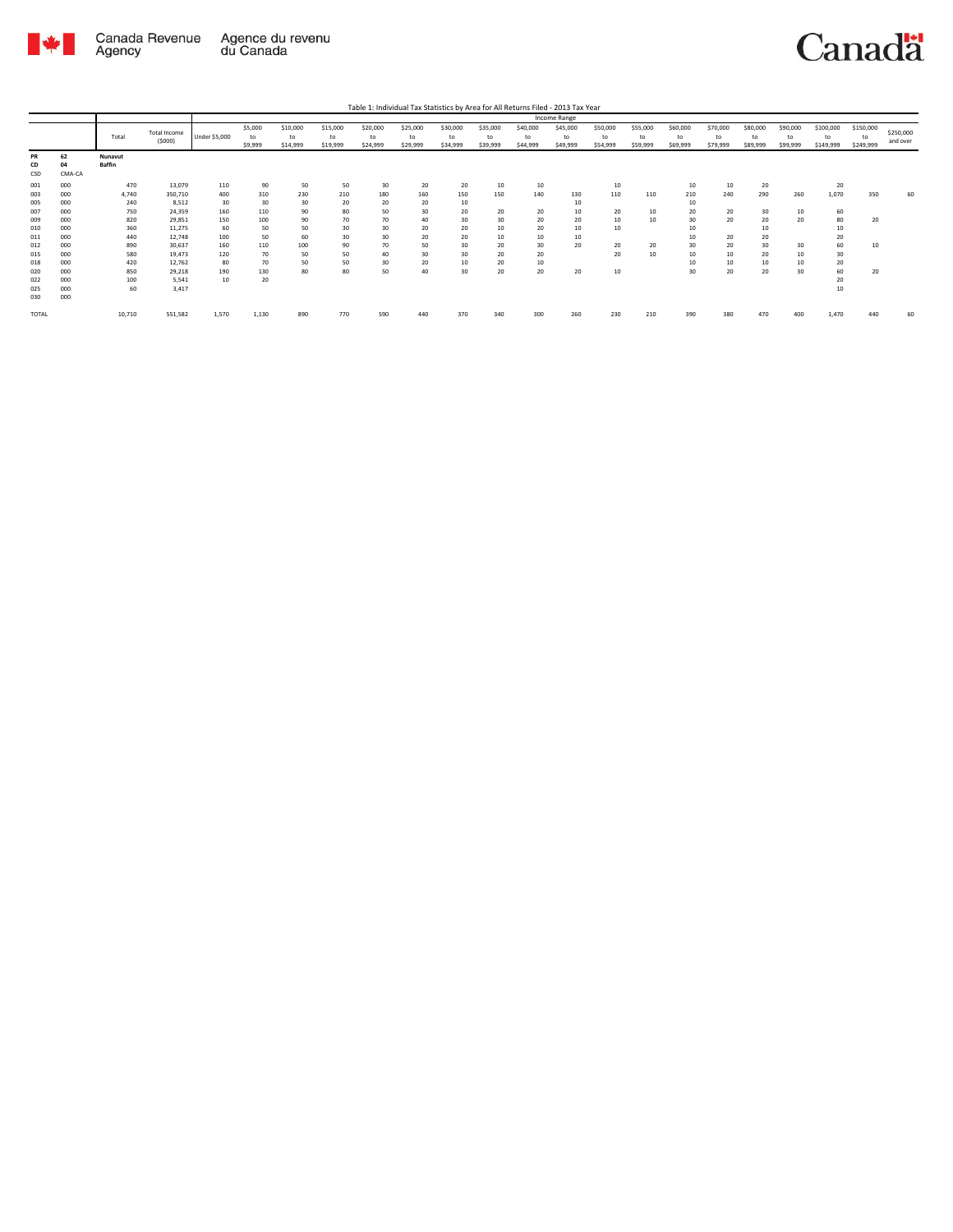Table 1: Individual Tax Statistics by Area for All Returns Filed - 2013 Tax Year

| | | Total | Total Income ($000) | Income Range | | | | | | | | | | | | | | | | | | |
|---|---|---|---|---|---|---|---|---|---|---|---|---|---|---|---|---|---|---|---|---|---|---|
| | | | | Under $5,000 | $5,000 to $9,999 | $10,000 to $14,999 | $15,000 to $19,999 | $20,000 to $24,999 | $25,000 to $29,999 | $30,000 to $34,999 | $35,000 to $39,999 | $40,000 to $44,999 | $45,000 to $49,999 | $50,000 to $54,999 | $55,000 to $59,999 | $60,000 to $69,999 | $70,000 to $79,999 | $80,000 to $89,999 | $90,000 to $99,999 | $100,000 to $149,999 | $150,000 to $249,999 | $250,000 and over |
| PR | 62 | Nunavut | | | | | | | | | | | | | | | | | | | | |
| CD | 04 | Baffin | | | | | | | | | | | | | | | | | | | | |
| CSD | CMA-CA | | | | | | | | | | | | | | | | | | | | | |
| 001 | 000 | 470 | 13,079 | 110 | 90 | 50 | 50 | 30 | 20 | 20 | 10 | 10 | | 10 | | 10 | 10 | 20 | | 20 | | |
| 003 | 000 | 4,740 | 350,710 | 400 | 310 | 230 | 210 | 180 | 160 | 150 | 150 | 140 | 130 | 110 | 110 | 210 | 240 | 290 | 260 | 1,070 | 350 | 60 |
| 005 | 000 | 240 | 8,512 | 30 | 30 | 30 | 20 | 20 | 20 | 10 | | | 10 | | | 10 | | | | | | |
| 007 | 000 | 750 | 24,359 | 160 | 110 | 90 | 80 | 50 | 30 | 20 | 20 | 20 | 10 | 20 | 10 | 20 | 20 | 30 | 10 | 60 | | |
| 009 | 000 | 820 | 29,851 | 150 | 100 | 90 | 70 | 70 | 40 | 30 | 30 | 20 | 20 | 10 | 10 | 30 | 20 | 20 | 20 | 80 | 20 | |
| 010 | 000 | 360 | 11,275 | 60 | 50 | 50 | 30 | 30 | 20 | 20 | 10 | 20 | 10 | 10 | | 10 | | 10 | | 10 | | |
| 011 | 000 | 440 | 12,748 | 100 | 50 | 60 | 30 | 30 | 20 | 20 | 10 | 10 | 10 | | | 10 | 20 | 20 | | 20 | | |
| 012 | 000 | 890 | 30,637 | 160 | 110 | 100 | 90 | 70 | 50 | 30 | 20 | 30 | 20 | 20 | 20 | 30 | 20 | 30 | 30 | 60 | 10 | |
| 015 | 000 | 580 | 19,473 | 120 | 70 | 50 | 50 | 40 | 30 | 30 | 20 | 20 | | 20 | 10 | 10 | 10 | 20 | 10 | 30 | | |
| 018 | 000 | 420 | 12,762 | 80 | 70 | 50 | 50 | 30 | 20 | 10 | 20 | 10 | | | | 10 | 10 | 10 | 10 | 20 | | |
| 020 | 000 | 850 | 29,218 | 190 | 130 | 80 | 80 | 50 | 40 | 30 | 20 | 20 | 20 | 10 | | 30 | 20 | 20 | 30 | 60 | 20 | |
| 022 | 000 | 100 | 5,541 | 10 | 20 | | | | | | | | | | | | | | | 20 | | |
| 025 | 000 | 60 | 3,417 | | | | | | | | | | | | | | | | | 10 | | |
| 030 | 000 | | | | | | | | | | | | | | | | | | | | | |
| TOTAL | | 10,710 | 551,582 | 1,570 | 1,130 | 890 | 770 | 590 | 440 | 370 | 340 | 300 | 260 | 230 | 210 | 390 | 380 | 470 | 400 | 1,470 | 440 | 60 |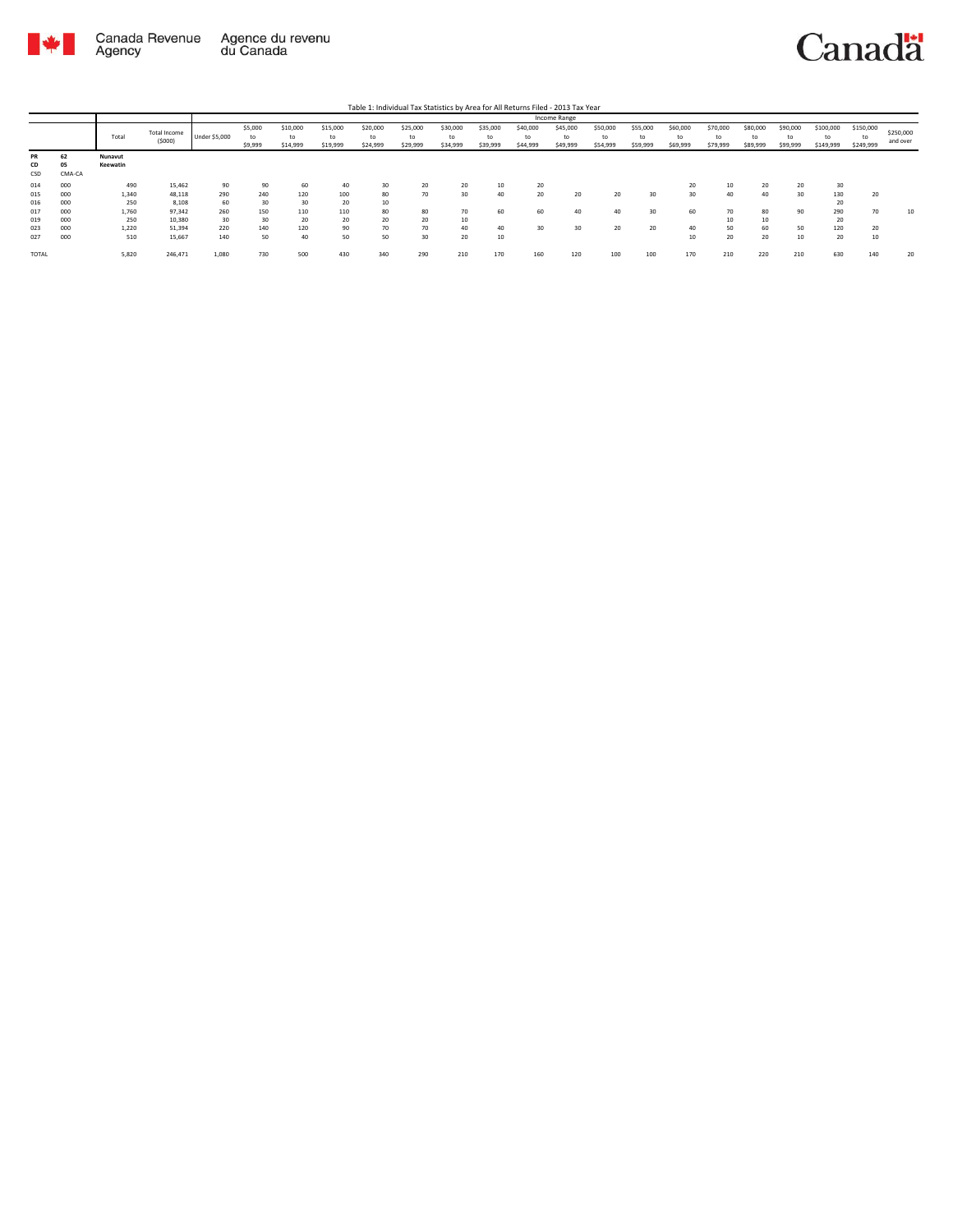Table 1: Individual Tax Statistics by Area for All Returns Filed - 2013 Tax Year

| | | Total | Total Income ($000) | Income Range | | | | | | | | | | | | | | | | | | |
|---|---|---|---|---|---|---|---|---|---|---|---|---|---|---|---|---|---|---|---|---|---|---|
| | | | | Under $5,000 | $5,000 to $9,999 | $10,000 to $14,999 | $15,000 to $19,999 | $20,000 to $24,999 | $25,000 to $29,999 | $30,000 to $34,999 | $35,000 to $39,999 | $40,000 to $44,999 | $45,000 to $49,999 | $50,000 to $54,999 | $55,000 to $59,999 | $60,000 to $69,999 | $70,000 to $79,999 | $80,000 to $89,999 | $90,000 to $99,999 | $100,000 to $149,999 | $150,000 to $249,999 | $250,000 and over |
| PR | 62 | Nunavut | | | | | | | | | | | | | | | | | | | | |
| CD | 05 | Keewatin | | | | | | | | | | | | | | | | | | | | |
| CSD | CMA-CA | | | | | | | | | | | | | | | | | | | | | |
| 014 | 000 | 490 | 15,462 | 90 | 90 | 60 | 40 | 30 | 20 | 20 | 10 | 20 | | | | 20 | 10 | 20 | 20 | 30 | | |
| 015 | 000 | 1,340 | 48,118 | 290 | 240 | 120 | 100 | 80 | 70 | 30 | 40 | 20 | 20 | 20 | 30 | 30 | 40 | 40 | 30 | 130 | 20 | |
| 016 | 000 | 250 | 8,108 | 60 | 30 | 30 | 20 | 10 | | | | | | | | | | | | 20 | | |
| 017 | 000 | 1,760 | 97,342 | 260 | 150 | 110 | 110 | 80 | 80 | 70 | 60 | 60 | 40 | 40 | 30 | 60 | 70 | 80 | 90 | 290 | 70 | 10 |
| 019 | 000 | 250 | 10,380 | 30 | 30 | 20 | 20 | 20 | 20 | 10 | | | | | | | 10 | 10 | | 20 | | |
| 023 | 000 | 1,220 | 51,394 | 220 | 140 | 120 | 90 | 70 | 70 | 40 | 40 | 30 | 30 | 20 | 20 | 40 | 50 | 60 | 50 | 120 | 20 | |
| 027 | 000 | 510 | 15,667 | 140 | 50 | 40 | 50 | 50 | 30 | 20 | 10 | | | | | 10 | 20 | 20 | 10 | 20 | 10 | |
| TOTAL | | 5,820 | 246,471 | 1,080 | 730 | 500 | 430 | 340 | 290 | 210 | 170 | 160 | 120 | 100 | 100 | 170 | 210 | 220 | 210 | 630 | 140 | 20 |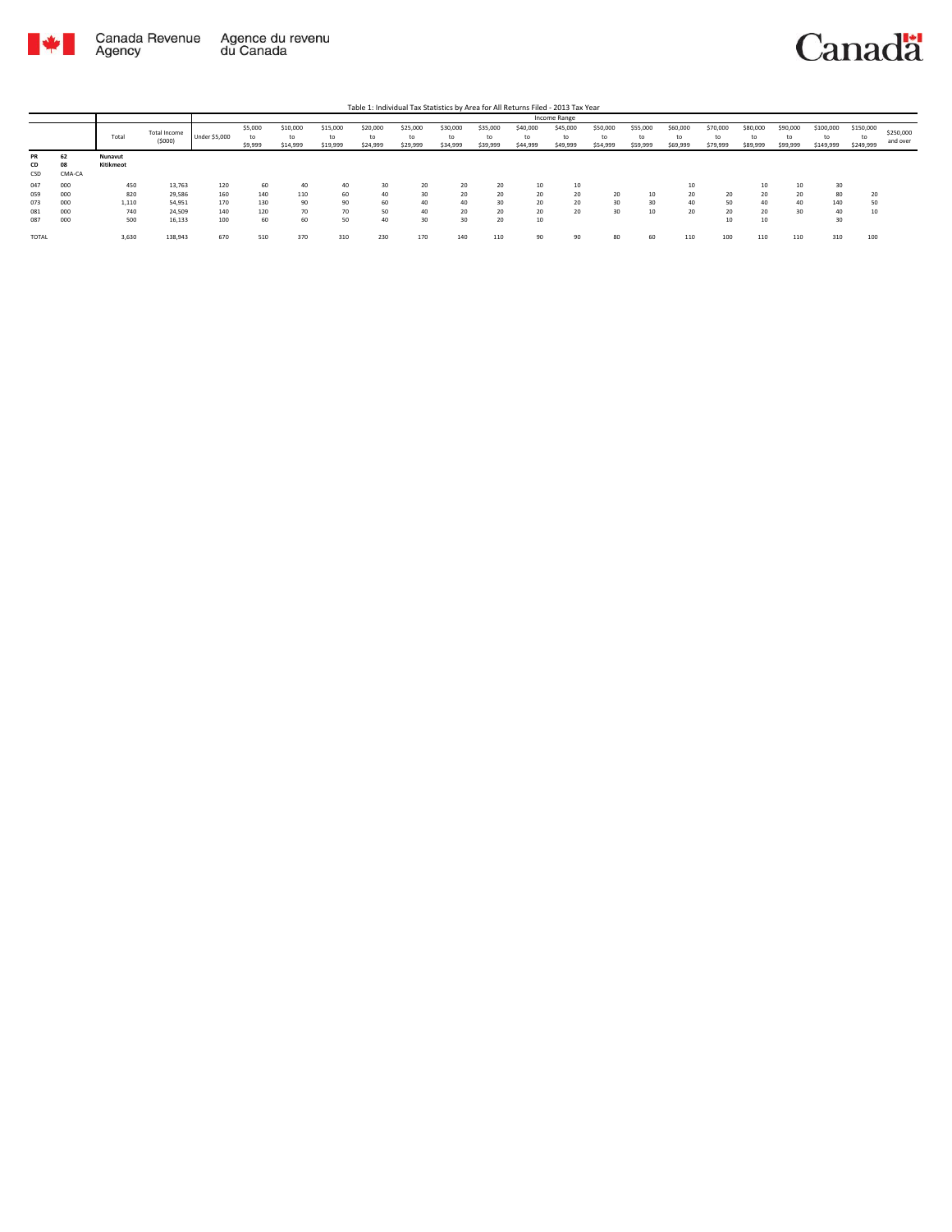Table 1: Individual Tax Statistics by Area for All Returns Filed - 2013 Tax Year

| | | Total | Total Income ($000) | Income Range | | | | | | | | | | | | | | | | | | |
|---|---|---|---|---|---|---|---|---|---|---|---|---|---|---|---|---|---|---|---|---|---|---|
| | | | | Under $5,000 | $5,000 to $9,999 | $10,000 to $14,999 | $15,000 to $19,999 | $20,000 to $24,999 | $25,000 to $29,999 | $30,000 to $34,999 | $35,000 to $39,999 | $40,000 to $44,999 | $45,000 to $49,999 | $50,000 to $54,999 | $55,000 to $59,999 | $60,000 to $69,999 | $70,000 to $79,999 | $80,000 to $89,999 | $90,000 to $99,999 | $100,000 to $149,999 | $150,000 to $249,999 | $250,000 and over |
| **PR** | **62** | **Nunavut** | | | | | | | | | | | | | | | | | | | | |
| **CD** | **08** | **Kitikmeot** | | | | | | | | | | | | | | | | | | | | |
| CSD | CMA-CA | | | | | | | | | | | | | | | | | | | | | |
| 047 | 000 | 450 | 13,763 | 120 | 60 | 40 | 40 | 30 | 20 | 20 | 20 | 10 | 10 | | | 10 | | 10 | 10 | 30 | | |
| 059 | 000 | 820 | 29,586 | 160 | 140 | 110 | 60 | 40 | 30 | 20 | 20 | 20 | 20 | 20 | 10 | 20 | 20 | 20 | 20 | 80 | 20 | |
| 073 | 000 | 1,110 | 54,951 | 170 | 130 | 90 | 90 | 60 | 40 | 40 | 30 | 20 | 20 | 30 | 30 | 40 | 50 | 40 | 40 | 140 | 50 | |
| 081 | 000 | 740 | 24,509 | 140 | 120 | 70 | 70 | 50 | 40 | 20 | 20 | 20 | 20 | 30 | 10 | 20 | 20 | 20 | 30 | 40 | 10 | |
| 087 | 000 | 500 | 16,133 | 100 | 60 | 60 | 50 | 40 | 30 | 30 | 20 | 10 | | | | | 10 | 10 | | 30 | | |
| TOTAL | | 3,630 | 138,943 | 670 | 510 | 370 | 310 | 230 | 170 | 140 | 110 | 90 | 90 | 80 | 60 | 110 | 100 | 110 | 110 | 310 | 100 | |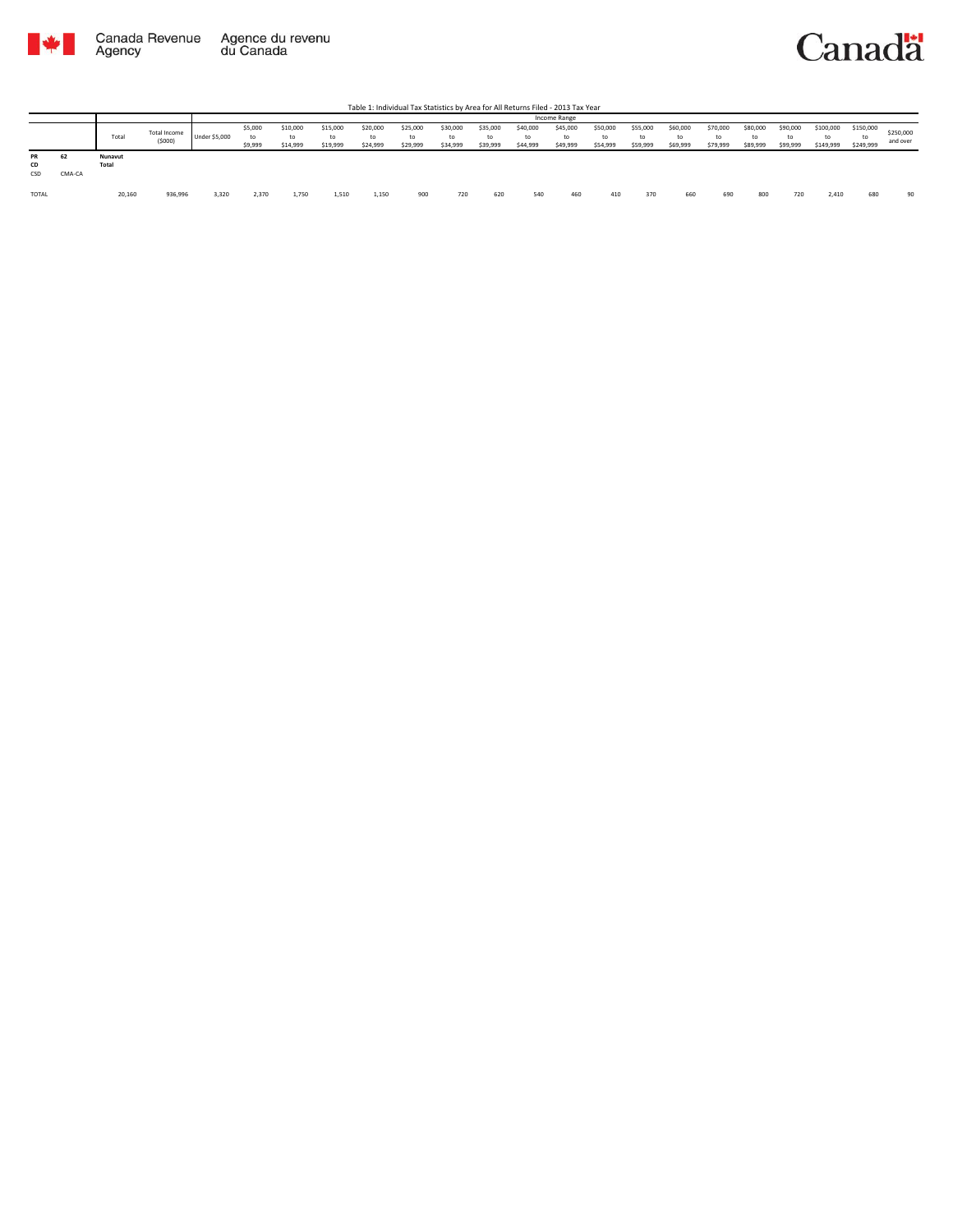Table 1: Individual Tax Statistics by Area for All Returns Filed - 2013 Tax Year

| | | Total | Total Income ($000) | Income Range | | | | | | | | | | | | | | | | | | | |
|---|---|---|---|---|---|---|---|---|---|---|---|---|---|---|---|---|---|---|---|---|---|---|---|
| | | | | Under $5,000 | $5,000 to $9,999 | $10,000 to $14,999 | $15,000 to $19,999 | $20,000 to $24,999 | $25,000 to $29,999 | $30,000 to $34,999 | $35,000 to $39,999 | $40,000 to $44,999 | $45,000 to $49,999 | $50,000 to $54,999 | $55,000 to $59,999 | $60,000 to $69,999 | $70,000 to $79,999 | $80,000 to $89,999 | $90,000 to $99,999 | $100,000 to $149,999 | $150,000 to $249,999 | $250,000 and over |
| **PR** | **62** | **Nunavut** | | | | | | | | | | | | | | | | | | | | | |
| **CD** | | **Total** | | | | | | | | | | | | | | | | | | | | | |
| CSD | CMA-CA | | | | | | | | | | | | | | | | | | | | | | |
| TOTAL | | 20,160 | 936,996 | 3,320 | 2,370 | 1,750 | 1,510 | 1,150 | 900 | 720 | 620 | 540 | 460 | 410 | 370 | 660 | 690 | 800 | 720 | 2,410 | 680 | 90 |